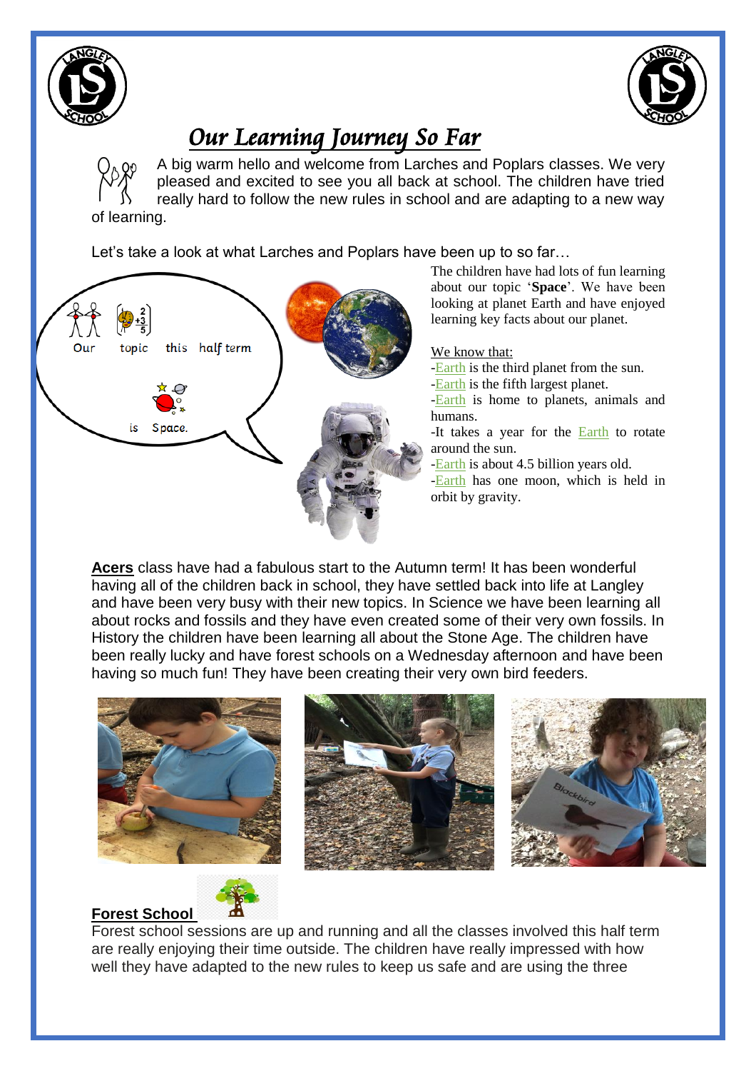# *Our Learning Journey So Far*

A big warm hello and welcome from Larches and Poplars classes. We very pleased and excited to see you all back at school. The children have tried really hard to follow the new rules in school and are adapting to a new way of learning.

Let's take a look at what Larches and Poplars have been up to so far…

Our topic this half term is Space.

The children have had lots of fun learning about our topic '**Space**'. We have been looking at planet Earth and have enjoyed learning key facts about our planet.

We know that:

- Earth is the third planet from the sun.
- Earth is the fifth largest planet.
- Earth is home to planets, animals and humans.
- It takes a year for the Earth to rotate around the sun.
- Earth is about 4.5 billion years old.
- Earth has one moon, which is held in orbit by gravity.

**Acers** class have had a fabulous start to the Autumn term! It has been wonderful having all of the children back in school, they have settled back into life at Langley and have been very busy with their new topics. In Science we have been learning all about rocks and fossils and they have even created some of their very own fossils. In History the children have been learning all about the Stone Age. The children have been really lucky and have forest schools on a Wednesday afternoon and have been having so much fun! They have been creating their very own bird feeders.

**Forest School**

Forest school sessions are up and running and all the classes involved this half term are really enjoying their time outside. The children have really impressed with how well they have adapted to the new rules to keep us safe and are using the three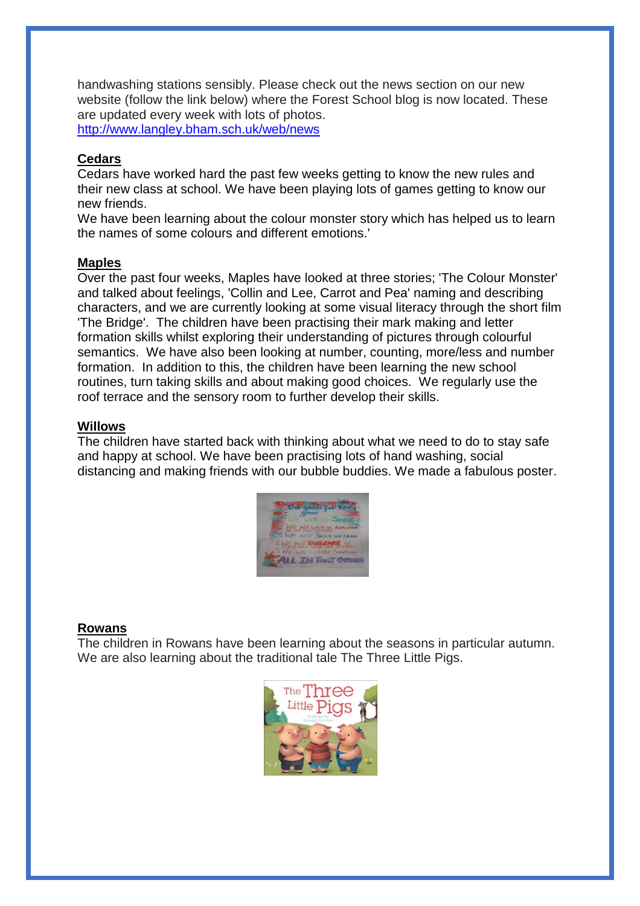handwashing stations sensibly. Please check out the news section on our new website (follow the link below) where the Forest School blog is now located. These are updated every week with lots of photos.
http://www.langley.bham.sch.uk/web/news

## Cedars

Cedars have worked hard the past few weeks getting to know the new rules and their new class at school. We have been playing lots of games getting to know our new friends.
We have been learning about the colour monster story which has helped us to learn the names of some colours and different emotions.'

## Maples

Over the past four weeks, Maples have looked at three stories; 'The Colour Monster' and talked about feelings, 'Collin and Lee, Carrot and Pea' naming and describing characters, and we are currently looking at some visual literacy through the short film 'The Bridge'. The children have been practising their mark making and letter formation skills whilst exploring their understanding of pictures through colourful semantics. We have also been looking at number, counting, more/less and number formation. In addition to this, the children have been learning the new school routines, turn taking skills and about making good choices. We regularly use the roof terrace and the sensory room to further develop their skills.

## Willows

The children have started back with thinking about what we need to do to stay safe and happy at school. We have been practising lots of hand washing, social distancing and making friends with our bubble buddies. We made a fabulous poster.

## Rowans

The children in Rowans have been learning about the seasons in particular autumn. We are also learning about the traditional tale The Three Little Pigs.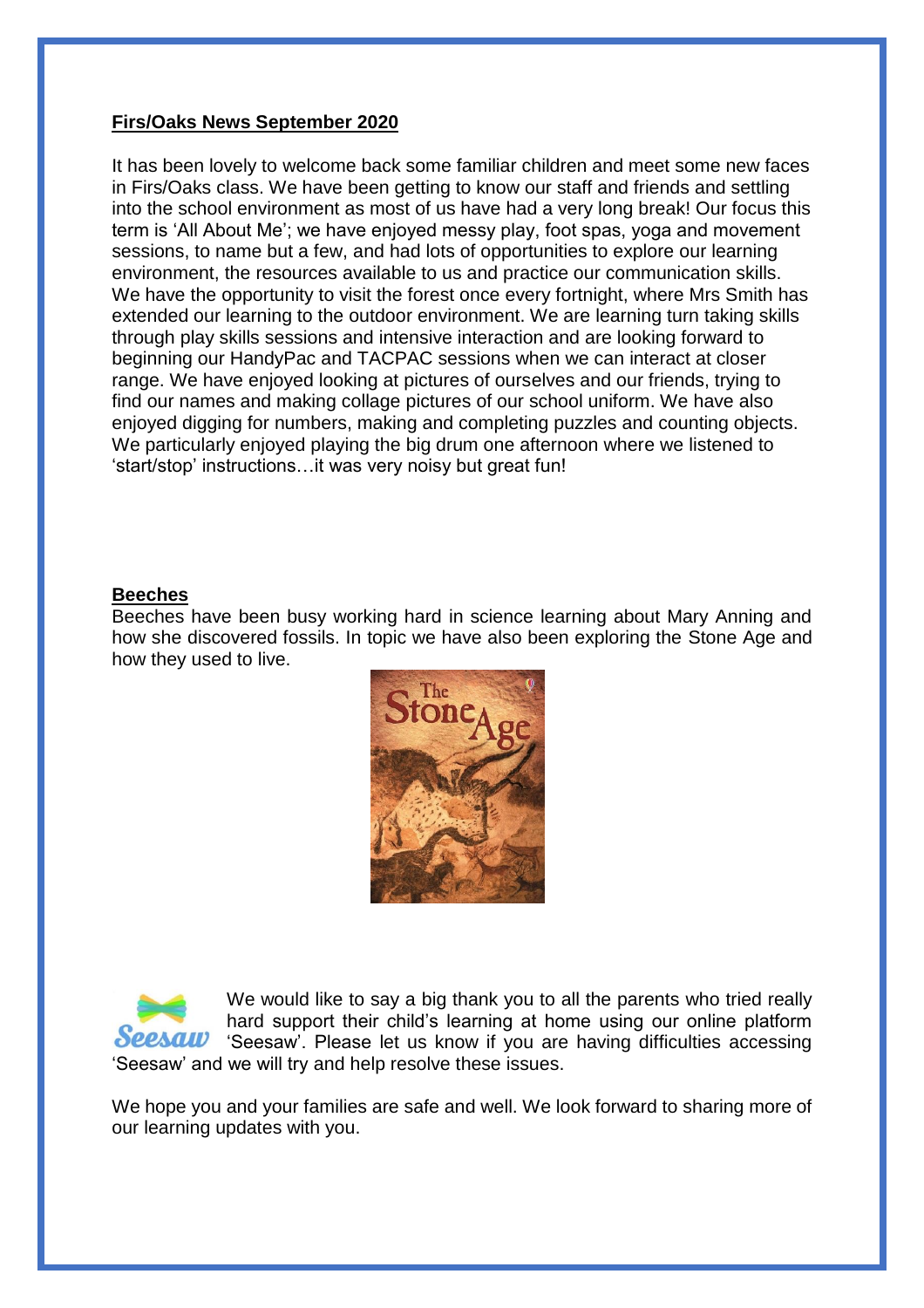**Firs/Oaks News September 2020**

It has been lovely to welcome back some familiar children and meet some new faces in Firs/Oaks class. We have been getting to know our staff and friends and settling into the school environment as most of us have had a very long break! Our focus this term is 'All About Me'; we have enjoyed messy play, foot spas, yoga and movement sessions, to name but a few, and had lots of opportunities to explore our learning environment, the resources available to us and practice our communication skills. We have the opportunity to visit the forest once every fortnight, where Mrs Smith has extended our learning to the outdoor environment. We are learning turn taking skills through play skills sessions and intensive interaction and are looking forward to beginning our HandyPac and TACPAC sessions when we can interact at closer range. We have enjoyed looking at pictures of ourselves and our friends, trying to find our names and making collage pictures of our school uniform. We have also enjoyed digging for numbers, making and completing puzzles and counting objects. We particularly enjoyed playing the big drum one afternoon where we listened to 'start/stop' instructions…it was very noisy but great fun!

**Beeches**

Beeches have been busy working hard in science learning about Mary Anning and how she discovered fossils. In topic we have also been exploring the Stone Age and how they used to live.

We would like to say a big thank you to all the parents who tried really hard support their child's learning at home using our online platform 'Seesaw'. Please let us know if you are having difficulties accessing 'Seesaw' and we will try and help resolve these issues.

We hope you and your families are safe and well. We look forward to sharing more of our learning updates with you.